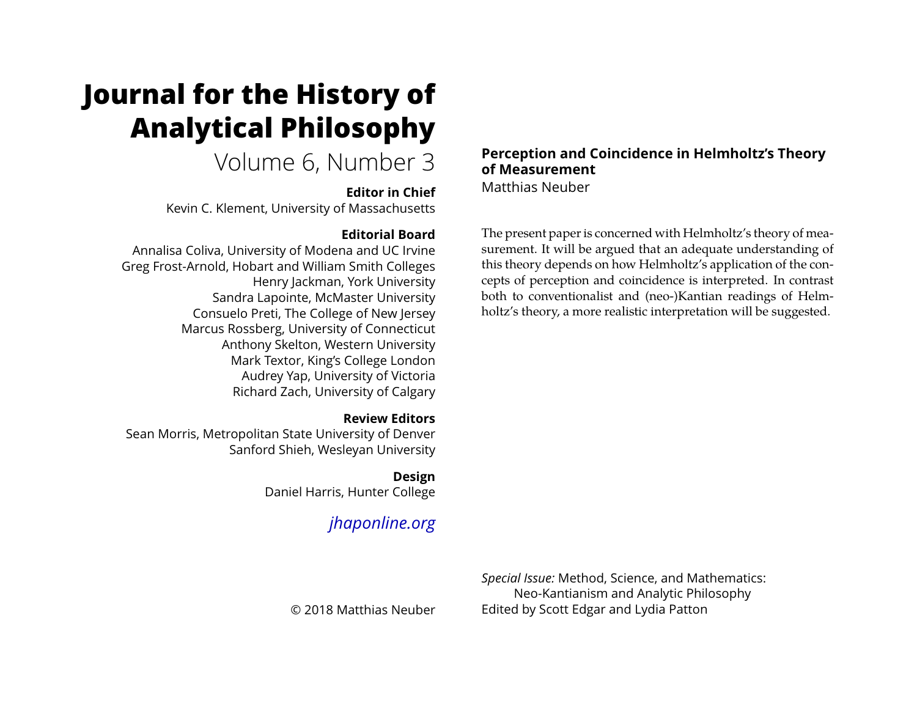# Journal for the History of Analytical Philosophy

Volume 6, Number 3

**Editor in Chief**

Kevin C. Klement, University of Massachusetts

**Editorial Board**

Annalisa Coliva, University of Modena and UC Irvine
Greg Frost-Arnold, Hobart and William Smith Colleges
Henry Jackman, York University
Sandra Lapointe, McMaster University
Consuelo Preti, The College of New Jersey
Marcus Rossberg, University of Connecticut
Anthony Skelton, Western University
Mark Textor, King's College London
Audrey Yap, University of Victoria
Richard Zach, University of Calgary

**Review Editors**

Sean Morris, Metropolitan State University of Denver
Sanford Shieh, Wesleyan University

**Design**

Daniel Harris, Hunter College

*jhaponline.org*

© 2018 Matthias Neuber

## Perception and Coincidence in Helmholtz's Theory of Measurement

Matthias Neuber

The present paper is concerned with Helmholtz's theory of measurement. It will be argued that an adequate understanding of this theory depends on how Helmholtz's application of the concepts of perception and coincidence is interpreted. In contrast both to conventionalist and (neo-)Kantian readings of Helmholtz's theory, a more realistic interpretation will be suggested.

*Special Issue:* Method, Science, and Mathematics: Neo-Kantianism and Analytic Philosophy
Edited by Scott Edgar and Lydia Patton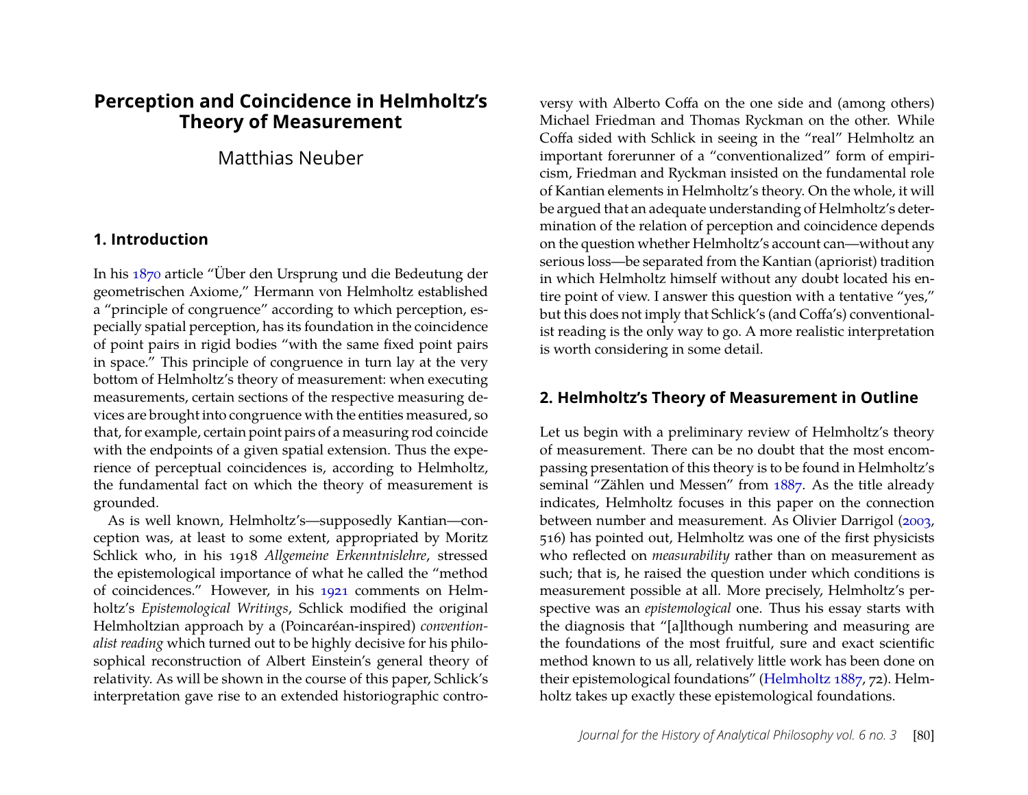# Perception and Coincidence in Helmholtz's Theory of Measurement

Matthias Neuber

## 1. Introduction

In his 1870 article "Über den Ursprung und die Bedeutung der geometrischen Axiome," Hermann von Helmholtz established a "principle of congruence" according to which perception, especially spatial perception, has its foundation in the coincidence of point pairs in rigid bodies "with the same fixed point pairs in space." This principle of congruence in turn lay at the very bottom of Helmholtz's theory of measurement: when executing measurements, certain sections of the respective measuring devices are brought into congruence with the entities measured, so that, for example, certain point pairs of a measuring rod coincide with the endpoints of a given spatial extension. Thus the experience of perceptual coincidences is, according to Helmholtz, the fundamental fact on which the theory of measurement is grounded.

As is well known, Helmholtz's—supposedly Kantian—conception was, at least to some extent, appropriated by Moritz Schlick who, in his 1918 *Allgemeine Erkenntnislehre*, stressed the epistemological importance of what he called the "method of coincidences." However, in his 1921 comments on Helmholtz's *Epistemological Writings*, Schlick modified the original Helmholtzian approach by a (Poincaréan-inspired) *conventionalist reading* which turned out to be highly decisive for his philosophical reconstruction of Albert Einstein's general theory of relativity. As will be shown in the course of this paper, Schlick's interpretation gave rise to an extended historiographic controversy with Alberto Coffa on the one side and (among others) Michael Friedman and Thomas Ryckman on the other. While Coffa sided with Schlick in seeing in the "real" Helmholtz an important forerunner of a "conventionalized" form of empiricism, Friedman and Ryckman insisted on the fundamental role of Kantian elements in Helmholtz's theory. On the whole, it will be argued that an adequate understanding of Helmholtz's determination of the relation of perception and coincidence depends on the question whether Helmholtz's account can—without any serious loss—be separated from the Kantian (apriorist) tradition in which Helmholtz himself without any doubt located his entire point of view. I answer this question with a tentative "yes," but this does not imply that Schlick's (and Coffa's) conventionalist reading is the only way to go. A more realistic interpretation is worth considering in some detail.

## 2. Helmholtz's Theory of Measurement in Outline

Let us begin with a preliminary review of Helmholtz's theory of measurement. There can be no doubt that the most encompassing presentation of this theory is to be found in Helmholtz's seminal "Zählen und Messen" from 1887. As the title already indicates, Helmholtz focuses in this paper on the connection between number and measurement. As Olivier Darrigol (2003, 516) has pointed out, Helmholtz was one of the first physicists who reflected on *measurability* rather than on measurement as such; that is, he raised the question under which conditions is measurement possible at all. More precisely, Helmholtz's perspective was an *epistemological* one. Thus his essay starts with the diagnosis that "[a]lthough numbering and measuring are the foundations of the most fruitful, sure and exact scientific method known to us all, relatively little work has been done on their epistemological foundations" (Helmholtz 1887, 72). Helmholtz takes up exactly these epistemological foundations.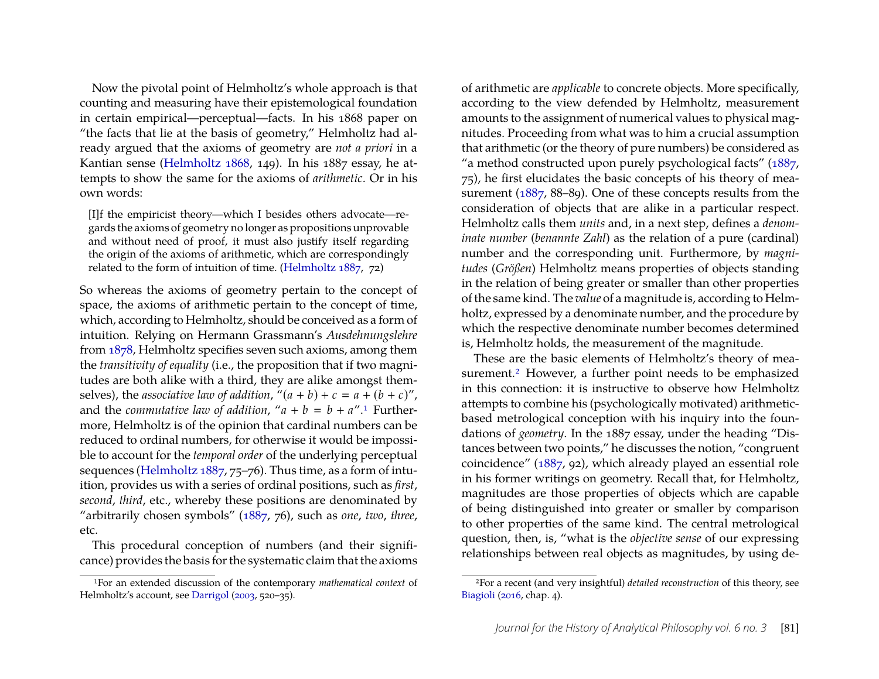Now the pivotal point of Helmholtz's whole approach is that counting and measuring have their epistemological foundation in certain empirical—perceptual—facts. In his 1868 paper on "the facts that lie at the basis of geometry," Helmholtz had already argued that the axioms of geometry are *not a priori* in a Kantian sense (Helmholtz 1868, 149). In his 1887 essay, he attempts to show the same for the axioms of *arithmetic*. Or in his own words:

> [I]f the empiricist theory—which I besides others advocate—regards the axioms of geometry no longer as propositions unprovable and without need of proof, it must also justify itself regarding the origin of the axioms of arithmetic, which are correspondingly related to the form of intuition of time. (Helmholtz 1887, 72)

So whereas the axioms of geometry pertain to the concept of space, the axioms of arithmetic pertain to the concept of time, which, according to Helmholtz, should be conceived as a form of intuition. Relying on Hermann Grassmann's *Ausdehnungslehre* from 1878, Helmholtz specifies seven such axioms, among them the *transitivity of equality* (i.e., the proposition that if two magnitudes are both alike with a third, they are alike amongst themselves), the *associative law of addition*, "$(a + b) + c = a + (b + c)$", and the *commutative law of addition*, "$a + b = b + a$".[1] Furthermore, Helmholtz is of the opinion that cardinal numbers can be reduced to ordinal numbers, for otherwise it would be impossible to account for the *temporal order* of the underlying perceptual sequences (Helmholtz 1887, 75–76). Thus time, as a form of intuition, provides us with a series of ordinal positions, such as *first*, *second*, *third*, etc., whereby these positions are denominated by "arbitrarily chosen symbols" (1887, 76), such as *one*, *two*, *three*, etc.

This procedural conception of numbers (and their significance) provides the basis for the systematic claim that the axioms of arithmetic are *applicable* to concrete objects. More specifically, according to the view defended by Helmholtz, measurement amounts to the assignment of numerical values to physical magnitudes. Proceeding from what was to him a crucial assumption that arithmetic (or the theory of pure numbers) be considered as "a method constructed upon purely psychological facts" (1887, 75), he first elucidates the basic concepts of his theory of measurement (1887, 88–89). One of these concepts results from the consideration of objects that are alike in a particular respect. Helmholtz calls them *units* and, in a next step, defines a *denominate number* (*benannte Zahl*) as the relation of a pure (cardinal) number and the corresponding unit. Furthermore, by *magnitudes* (*Größen*) Helmholtz means properties of objects standing in the relation of being greater or smaller than other properties of the same kind. The *value* of a magnitude is, according to Helmholtz, expressed by a denominate number, and the procedure by which the respective denominate number becomes determined is, Helmholtz holds, the measurement of the magnitude.

These are the basic elements of Helmholtz's theory of measurement.[2] However, a further point needs to be emphasized in this connection: it is instructive to observe how Helmholtz attempts to combine his (psychologically motivated) arithmetic-based metrological conception with his inquiry into the foundations of *geometry*. In the 1887 essay, under the heading "Distances between two points," he discusses the notion, "congruent coincidence" (1887, 92), which already played an essential role in his former writings on geometry. Recall that, for Helmholtz, magnitudes are those properties of objects which are capable of being distinguished into greater or smaller by comparison to other properties of the same kind. The central metrological question, then, is, "what is the *objective sense* of our expressing relationships between real objects as magnitudes, by using de-

---

[1] For an extended discussion of the contemporary *mathematical context* of Helmholtz's account, see Darrigol (2003, 520–35).

[2] For a recent (and very insightful) *detailed reconstruction* of this theory, see Biagioli (2016, chap. 4).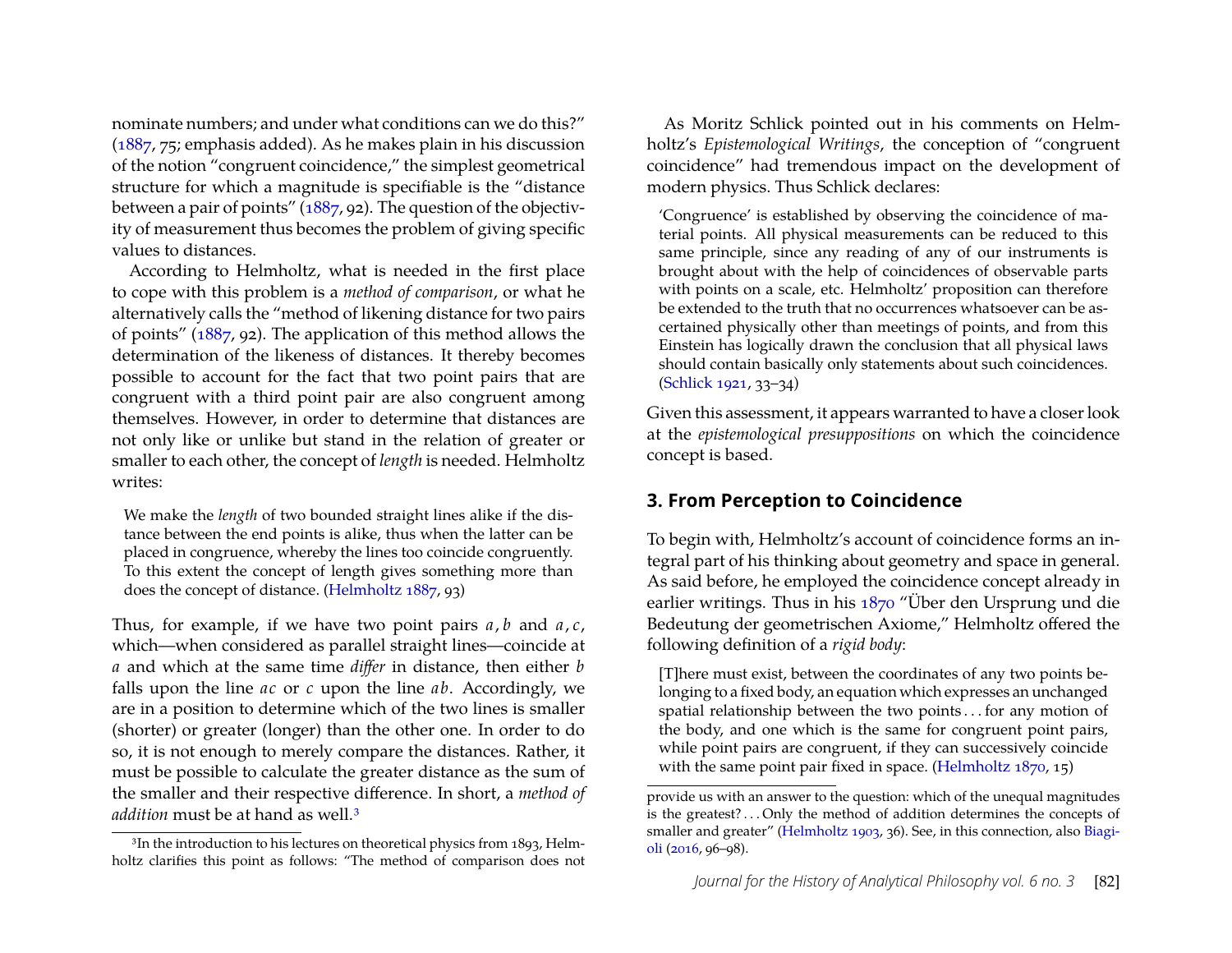nominate numbers; and under what conditions can we do this?" (1887, 75; emphasis added). As he makes plain in his discussion of the notion "congruent coincidence," the simplest geometrical structure for which a magnitude is specifiable is the "distance between a pair of points" (1887, 92). The question of the objectivity of measurement thus becomes the problem of giving specific values to distances.

According to Helmholtz, what is needed in the first place to cope with this problem is a *method of comparison*, or what he alternatively calls the "method of likening distance for two pairs of points" (1887, 92). The application of this method allows the determination of the likeness of distances. It thereby becomes possible to account for the fact that two point pairs that are congruent with a third point pair are also congruent among themselves. However, in order to determine that distances are not only like or unlike but stand in the relation of greater or smaller to each other, the concept of *length* is needed. Helmholtz writes:

> We make the *length* of two bounded straight lines alike if the distance between the end points is alike, thus when the latter can be placed in congruence, whereby the lines too coincide congruently. To this extent the concept of length gives something more than does the concept of distance. (Helmholtz 1887, 93)

Thus, for example, if we have two point pairs $a, b$ and $a, c$, which—when considered as parallel straight lines—coincide at $a$ and which at the same time *differ* in distance, then either $b$ falls upon the line $ac$ or $c$ upon the line $ab$. Accordingly, we are in a position to determine which of the two lines is smaller (shorter) or greater (longer) than the other one. In order to do so, it is not enough to merely compare the distances. Rather, it must be possible to calculate the greater distance as the sum of the smaller and their respective difference. In short, a *method of addition* must be at hand as well.[3]

As Moritz Schlick pointed out in his comments on Helmholtz's *Epistemological Writings*, the conception of "congruent coincidence" had tremendous impact on the development of modern physics. Thus Schlick declares:

> 'Congruence' is established by observing the coincidence of material points. All physical measurements can be reduced to this same principle, since any reading of any of our instruments is brought about with the help of coincidences of observable parts with points on a scale, etc. Helmholtz' proposition can therefore be extended to the truth that no occurrences whatsoever can be ascertained physically other than meetings of points, and from this Einstein has logically drawn the conclusion that all physical laws should contain basically only statements about such coincidences. (Schlick 1921, 33–34)

Given this assessment, it appears warranted to have a closer look at the *epistemological presuppositions* on which the coincidence concept is based.

## 3. From Perception to Coincidence

To begin with, Helmholtz's account of coincidence forms an integral part of his thinking about geometry and space in general. As said before, he employed the coincidence concept already in earlier writings. Thus in his 1870 "Über den Ursprung und die Bedeutung der geometrischen Axiome," Helmholtz offered the following definition of a *rigid body*:

> [T]here must exist, between the coordinates of any two points belonging to a fixed body, an equation which expresses an unchanged spatial relationship between the two points . . . for any motion of the body, and one which is the same for congruent point pairs, while point pairs are congruent, if they can successively coincide with the same point pair fixed in space. (Helmholtz 1870, 15)

[3] In the introduction to his lectures on theoretical physics from 1893, Helmholtz clarifies this point as follows: "The method of comparison does not provide us with an answer to the question: which of the unequal magnitudes is the greatest? . . . Only the method of addition determines the concepts of smaller and greater" (Helmholtz 1903, 36). See, in this connection, also Biagioli (2016, 96–98).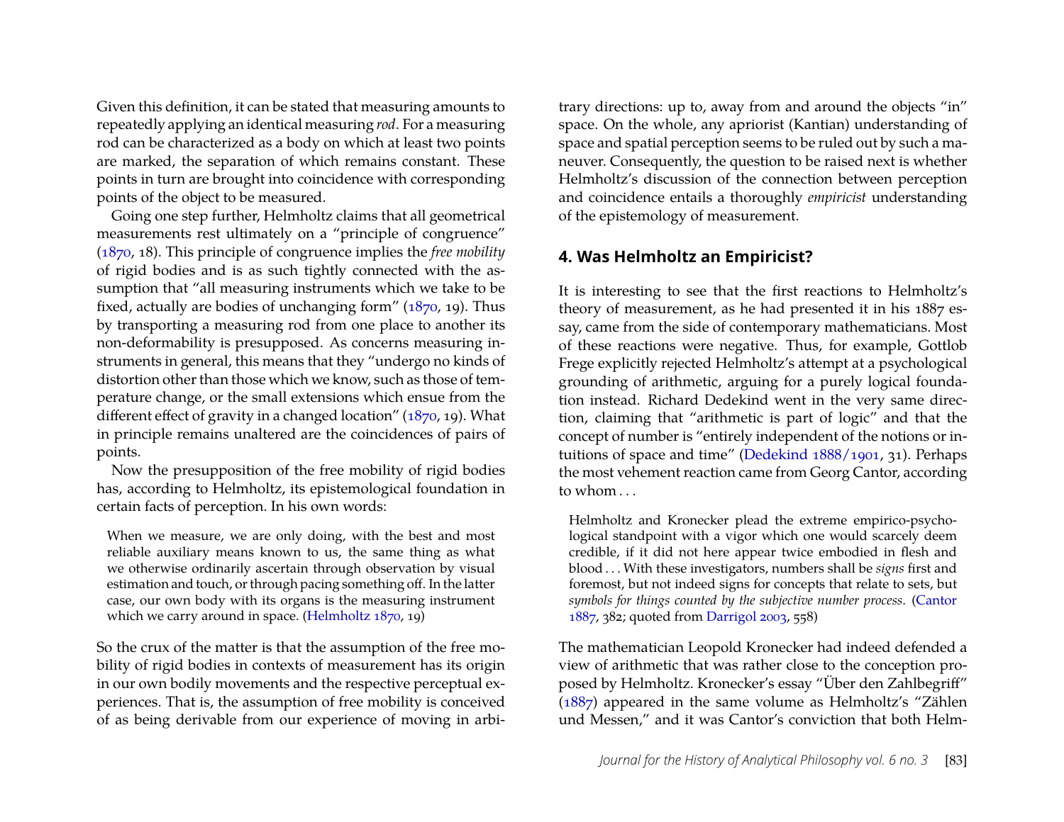Given this definition, it can be stated that measuring amounts to repeatedly applying an identical measuring *rod*. For a measuring rod can be characterized as a body on which at least two points are marked, the separation of which remains constant. These points in turn are brought into coincidence with corresponding points of the object to be measured.

Going one step further, Helmholtz claims that all geometrical measurements rest ultimately on a "principle of congruence" (1870, 18). This principle of congruence implies the *free mobility* of rigid bodies and is as such tightly connected with the assumption that "all measuring instruments which we take to be fixed, actually are bodies of unchanging form" (1870, 19). Thus by transporting a measuring rod from one place to another its non-deformability is presupposed. As concerns measuring instruments in general, this means that they "undergo no kinds of distortion other than those which we know, such as those of temperature change, or the small extensions which ensue from the different effect of gravity in a changed location" (1870, 19). What in principle remains unaltered are the coincidences of pairs of points.

Now the presupposition of the free mobility of rigid bodies has, according to Helmholtz, its epistemological foundation in certain facts of perception. In his own words:

> When we measure, we are only doing, with the best and most reliable auxiliary means known to us, the same thing as what we otherwise ordinarily ascertain through observation by visual estimation and touch, or through pacing something off. In the latter case, our own body with its organs is the measuring instrument which we carry around in space. (Helmholtz 1870, 19)

So the crux of the matter is that the assumption of the free mobility of rigid bodies in contexts of measurement has its origin in our own bodily movements and the respective perceptual experiences. That is, the assumption of free mobility is conceived of as being derivable from our experience of moving in arbitrary directions: up to, away from and around the objects "in" space. On the whole, any apriorist (Kantian) understanding of space and spatial perception seems to be ruled out by such a maneuver. Consequently, the question to be raised next is whether Helmholtz's discussion of the connection between perception and coincidence entails a thoroughly *empiricist* understanding of the epistemology of measurement.

## 4. Was Helmholtz an Empiricist?

It is interesting to see that the first reactions to Helmholtz's theory of measurement, as he had presented it in his 1887 essay, came from the side of contemporary mathematicians. Most of these reactions were negative. Thus, for example, Gottlob Frege explicitly rejected Helmholtz's attempt at a psychological grounding of arithmetic, arguing for a purely logical foundation instead. Richard Dedekind went in the very same direction, claiming that "arithmetic is part of logic" and that the concept of number is "entirely independent of the notions or intuitions of space and time" (Dedekind 1888/1901, 31). Perhaps the most vehement reaction came from Georg Cantor, according to whom . . .

> Helmholtz and Kronecker plead the extreme empirico-psychological standpoint with a vigor which one would scarcely deem credible, if it did not here appear twice embodied in flesh and blood . . . With these investigators, numbers shall be *signs* first and foremost, but not indeed signs for concepts that relate to sets, but *symbols for things counted by the subjective number process*. (Cantor 1887, 382; quoted from Darrigol 2003, 558)

The mathematician Leopold Kronecker had indeed defended a view of arithmetic that was rather close to the conception proposed by Helmholtz. Kronecker's essay "Über den Zahlbegriff" (1887) appeared in the same volume as Helmholtz's "Zählen und Messen," and it was Cantor's conviction that both Helm-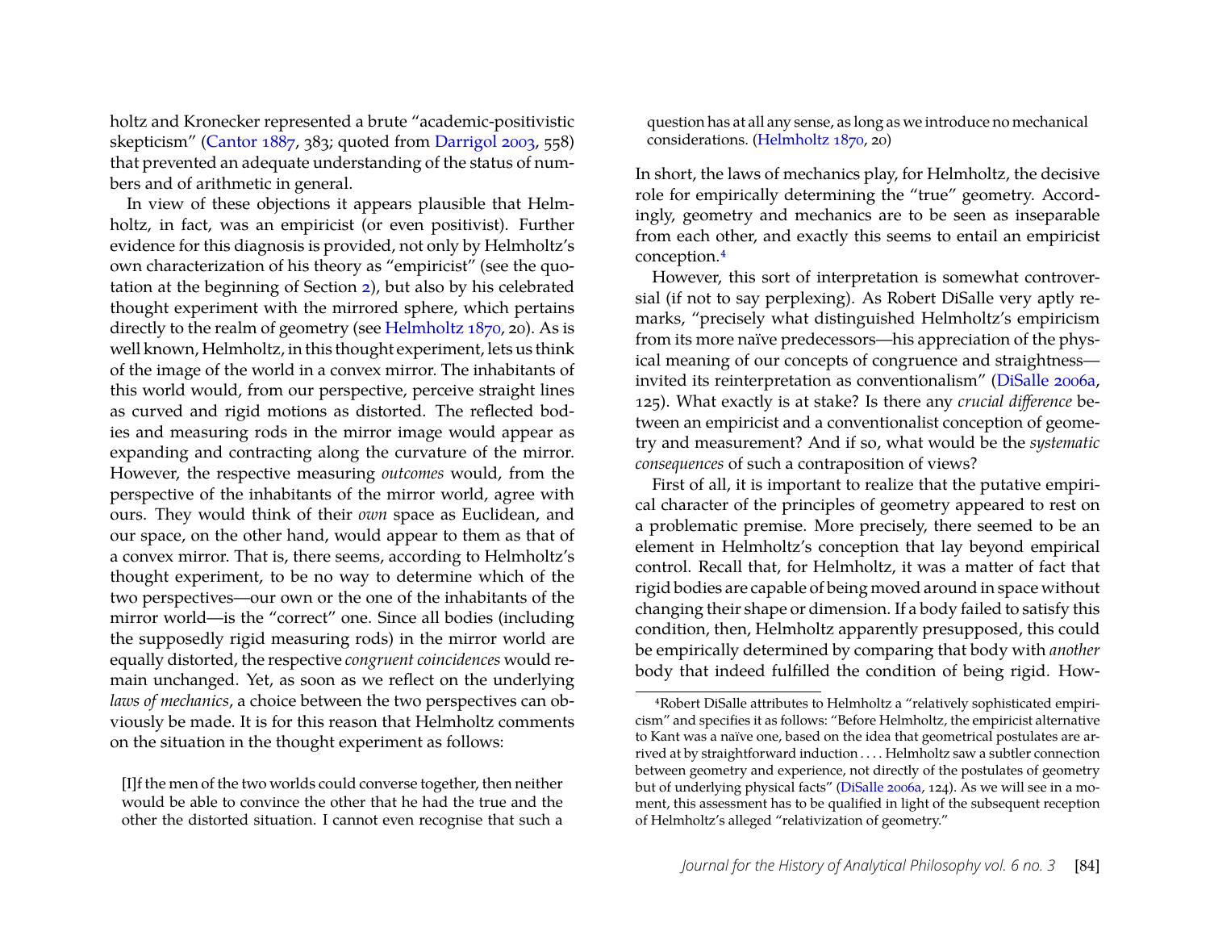holtz and Kronecker represented a brute "academic-positivistic skepticism" (Cantor 1887, 383; quoted from Darrigol 2003, 558) that prevented an adequate understanding of the status of numbers and of arithmetic in general.

In view of these objections it appears plausible that Helmholtz, in fact, was an empiricist (or even positivist). Further evidence for this diagnosis is provided, not only by Helmholtz's own characterization of his theory as "empiricist" (see the quotation at the beginning of Section 2), but also by his celebrated thought experiment with the mirrored sphere, which pertains directly to the realm of geometry (see Helmholtz 1870, 20). As is well known, Helmholtz, in this thought experiment, lets us think of the image of the world in a convex mirror. The inhabitants of this world would, from our perspective, perceive straight lines as curved and rigid motions as distorted. The reflected bodies and measuring rods in the mirror image would appear as expanding and contracting along the curvature of the mirror. However, the respective measuring *outcomes* would, from the perspective of the inhabitants of the mirror world, agree with ours. They would think of their *own* space as Euclidean, and our space, on the other hand, would appear to them as that of a convex mirror. That is, there seems, according to Helmholtz's thought experiment, to be no way to determine which of the two perspectives—our own or the one of the inhabitants of the mirror world—is the "correct" one. Since all bodies (including the supposedly rigid measuring rods) in the mirror world are equally distorted, the respective *congruent coincidences* would remain unchanged. Yet, as soon as we reflect on the underlying *laws of mechanics*, a choice between the two perspectives can obviously be made. It is for this reason that Helmholtz comments on the situation in the thought experiment as follows:

> [I]f the men of the two worlds could converse together, then neither would be able to convince the other that he had the true and the other the distorted situation. I cannot even recognise that such a question has at all any sense, as long as we introduce no mechanical considerations. (Helmholtz 1870, 20)

In short, the laws of mechanics play, for Helmholtz, the decisive role for empirically determining the "true" geometry. Accordingly, geometry and mechanics are to be seen as inseparable from each other, and exactly this seems to entail an empiricist conception.[4]

However, this sort of interpretation is somewhat controversial (if not to say perplexing). As Robert DiSalle very aptly remarks, "precisely what distinguished Helmholtz's empiricism from its more naïve predecessors—his appreciation of the physical meaning of our concepts of congruence and straightness—invited its reinterpretation as conventionalism" (DiSalle 2006a, 125). What exactly is at stake? Is there any *crucial difference* between an empiricist and a conventionalist conception of geometry and measurement? And if so, what would be the *systematic consequences* of such a contraposition of views?

First of all, it is important to realize that the putative empirical character of the principles of geometry appeared to rest on a problematic premise. More precisely, there seemed to be an element in Helmholtz's conception that lay beyond empirical control. Recall that, for Helmholtz, it was a matter of fact that rigid bodies are capable of being moved around in space without changing their shape or dimension. If a body failed to satisfy this condition, then, Helmholtz apparently presupposed, this could be empirically determined by comparing that body with *another* body that indeed fulfilled the condition of being rigid. How-

[4] Robert DiSalle attributes to Helmholtz a "relatively sophisticated empiricism" and specifies it as follows: "Before Helmholtz, the empiricist alternative to Kant was a naïve one, based on the idea that geometrical postulates are arrived at by straightforward induction . . . . Helmholtz saw a subtler connection between geometry and experience, not directly of the postulates of geometry but of underlying physical facts" (DiSalle 2006a, 124). As we will see in a moment, this assessment has to be qualified in light of the subsequent reception of Helmholtz's alleged "relativization of geometry."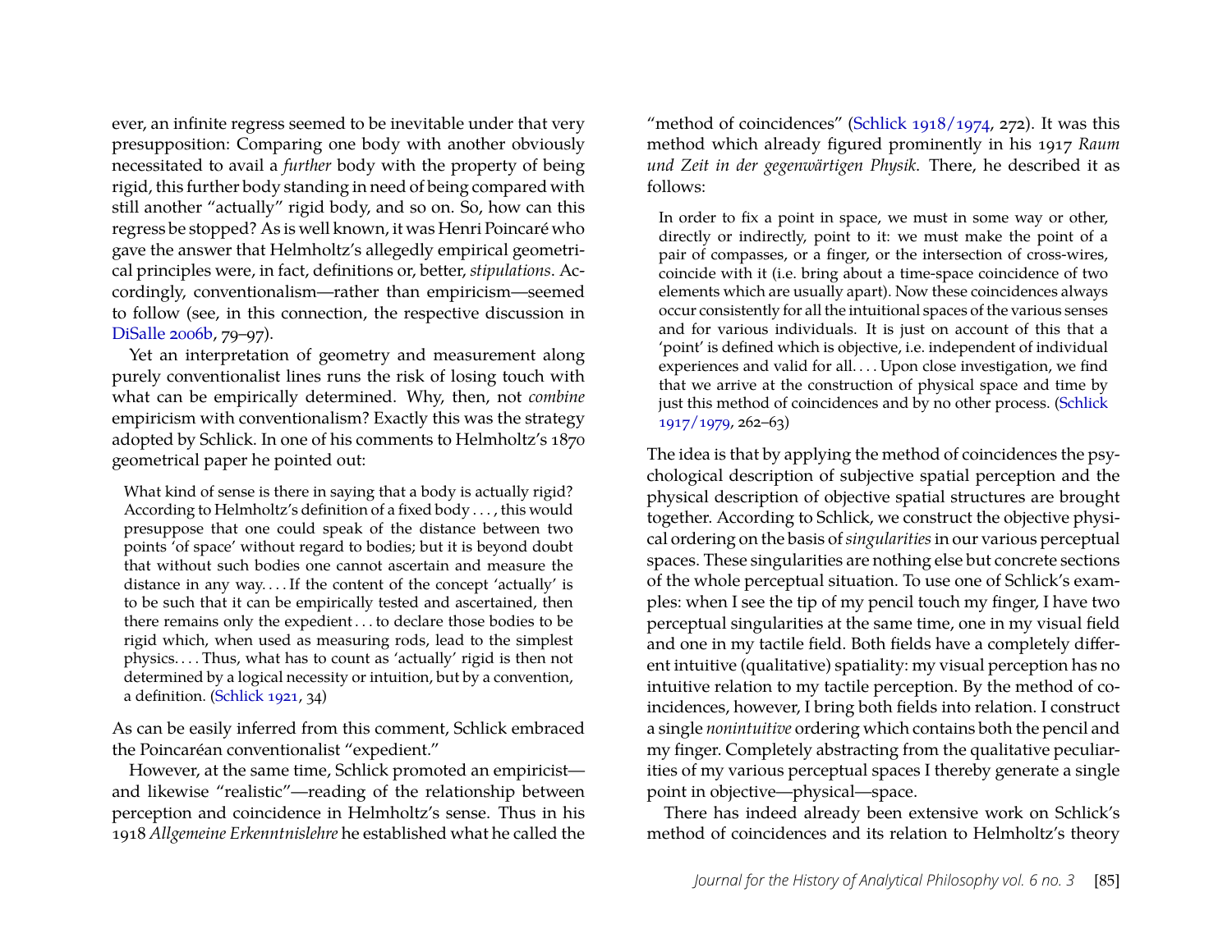ever, an infinite regress seemed to be inevitable under that very presupposition: Comparing one body with another obviously necessitated to avail a *further* body with the property of being rigid, this further body standing in need of being compared with still another "actually" rigid body, and so on. So, how can this regress be stopped? As is well known, it was Henri Poincaré who gave the answer that Helmholtz's allegedly empirical geometrical principles were, in fact, definitions or, better, *stipulations*. Accordingly, conventionalism—rather than empiricism—seemed to follow (see, in this connection, the respective discussion in DiSalle 2006b, 79–97).

Yet an interpretation of geometry and measurement along purely conventionalist lines runs the risk of losing touch with what can be empirically determined. Why, then, not *combine* empiricism with conventionalism? Exactly this was the strategy adopted by Schlick. In one of his comments to Helmholtz's 1870 geometrical paper he pointed out:

> What kind of sense is there in saying that a body is actually rigid? According to Helmholtz's definition of a fixed body . . . , this would presuppose that one could speak of the distance between two points 'of space' without regard to bodies; but it is beyond doubt that without such bodies one cannot ascertain and measure the distance in any way. . . . If the content of the concept 'actually' is to be such that it can be empirically tested and ascertained, then there remains only the expedient . . . to declare those bodies to be rigid which, when used as measuring rods, lead to the simplest physics. . . . Thus, what has to count as 'actually' rigid is then not determined by a logical necessity or intuition, but by a convention, a definition. (Schlick 1921, 34)

As can be easily inferred from this comment, Schlick embraced the Poincaréan conventionalist "expedient."

However, at the same time, Schlick promoted an empiricist—and likewise "realistic"—reading of the relationship between perception and coincidence in Helmholtz's sense. Thus in his 1918 *Allgemeine Erkenntnislehre* he established what he called the "method of coincidences" (Schlick 1918/1974, 272). It was this method which already figured prominently in his 1917 *Raum und Zeit in der gegenwärtigen Physik*. There, he described it as follows:

> In order to fix a point in space, we must in some way or other, directly or indirectly, point to it: we must make the point of a pair of compasses, or a finger, or the intersection of cross-wires, coincide with it (i.e. bring about a time-space coincidence of two elements which are usually apart). Now these coincidences always occur consistently for all the intuitional spaces of the various senses and for various individuals. It is just on account of this that a 'point' is defined which is objective, i.e. independent of individual experiences and valid for all. . . . Upon close investigation, we find that we arrive at the construction of physical space and time by just this method of coincidences and by no other process. (Schlick 1917/1979, 262–63)

The idea is that by applying the method of coincidences the psychological description of subjective spatial perception and the physical description of objective spatial structures are brought together. According to Schlick, we construct the objective physical ordering on the basis of *singularities* in our various perceptual spaces. These singularities are nothing else but concrete sections of the whole perceptual situation. To use one of Schlick's examples: when I see the tip of my pencil touch my finger, I have two perceptual singularities at the same time, one in my visual field and one in my tactile field. Both fields have a completely different intuitive (qualitative) spatiality: my visual perception has no intuitive relation to my tactile perception. By the method of coincidences, however, I bring both fields into relation. I construct a single *nonintuitive* ordering which contains both the pencil and my finger. Completely abstracting from the qualitative peculiarities of my various perceptual spaces I thereby generate a single point in objective—physical—space.

There has indeed already been extensive work on Schlick's method of coincidences and its relation to Helmholtz's theory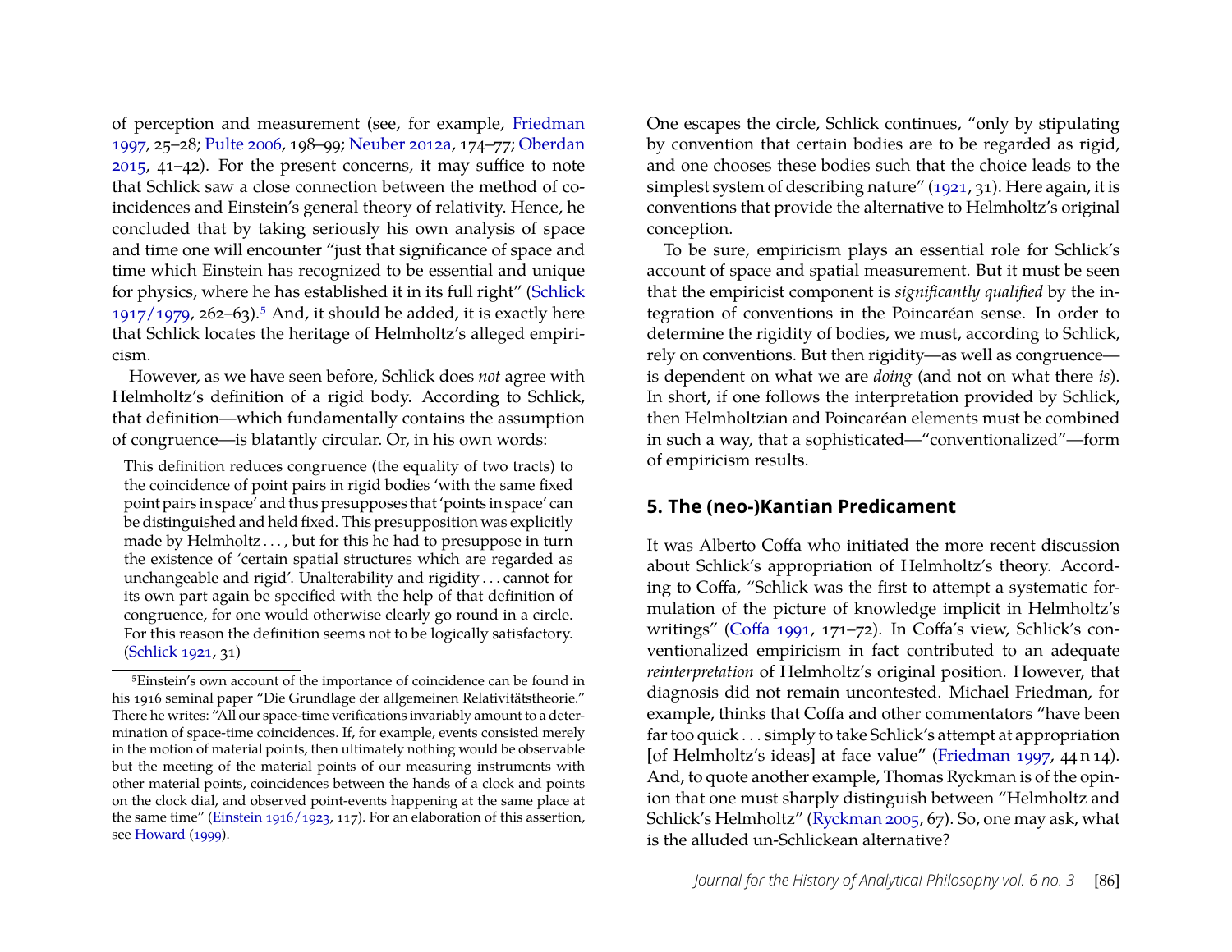of perception and measurement (see, for example, Friedman 1997, 25–28; Pulte 2006, 198–99; Neuber 2012a, 174–77; Oberdan 2015, 41–42). For the present concerns, it may suffice to note that Schlick saw a close connection between the method of coincidences and Einstein's general theory of relativity. Hence, he concluded that by taking seriously his own analysis of space and time one will encounter "just that significance of space and time which Einstein has recognized to be essential and unique for physics, where he has established it in its full right" (Schlick 1917/1979, 262–63).[5] And, it should be added, it is exactly here that Schlick locates the heritage of Helmholtz's alleged empiricism.

However, as we have seen before, Schlick does *not* agree with Helmholtz's definition of a rigid body. According to Schlick, that definition—which fundamentally contains the assumption of congruence—is blatantly circular. Or, in his own words:

> This definition reduces congruence (the equality of two tracts) to the coincidence of point pairs in rigid bodies 'with the same fixed point pairs in space' and thus presupposes that 'points in space' can be distinguished and held fixed. This presupposition was explicitly made by Helmholtz . . . , but for this he had to presuppose in turn the existence of 'certain spatial structures which are regarded as unchangeable and rigid'. Unalterability and rigidity . . . cannot for its own part again be specified with the help of that definition of congruence, for one would otherwise clearly go round in a circle. For this reason the definition seems not to be logically satisfactory. (Schlick 1921, 31)

One escapes the circle, Schlick continues, "only by stipulating by convention that certain bodies are to be regarded as rigid, and one chooses these bodies such that the choice leads to the simplest system of describing nature" (1921, 31). Here again, it is conventions that provide the alternative to Helmholtz's original conception.

To be sure, empiricism plays an essential role for Schlick's account of space and spatial measurement. But it must be seen that the empiricist component is *significantly qualified* by the integration of conventions in the Poincaréan sense. In order to determine the rigidity of bodies, we must, according to Schlick, rely on conventions. But then rigidity—as well as congruence—is dependent on what we are *doing* (and not on what there *is*). In short, if one follows the interpretation provided by Schlick, then Helmholtzian and Poincaréan elements must be combined in such a way, that a sophisticated—"conventionalized"—form of empiricism results.

## 5. The (neo-)Kantian Predicament

It was Alberto Coffa who initiated the more recent discussion about Schlick's appropriation of Helmholtz's theory. According to Coffa, "Schlick was the first to attempt a systematic formulation of the picture of knowledge implicit in Helmholtz's writings" (Coffa 1991, 171–72). In Coffa's view, Schlick's conventionalized empiricism in fact contributed to an adequate *reinterpretation* of Helmholtz's original position. However, that diagnosis did not remain uncontested. Michael Friedman, for example, thinks that Coffa and other commentators "have been far too quick . . . simply to take Schlick's attempt at appropriation [of Helmholtz's ideas] at face value" (Friedman 1997, 44 n 14). And, to quote another example, Thomas Ryckman is of the opinion that one must sharply distinguish between "Helmholtz and Schlick's Helmholtz" (Ryckman 2005, 67). So, one may ask, what is the alluded un-Schlickean alternative?

[5] Einstein's own account of the importance of coincidence can be found in his 1916 seminal paper "Die Grundlage der allgemeinen Relativitätstheorie." There he writes: "All our space-time verifications invariably amount to a determination of space-time coincidences. If, for example, events consisted merely in the motion of material points, then ultimately nothing would be observable but the meeting of the material points of our measuring instruments with other material points, coincidences between the hands of a clock and points on the clock dial, and observed point-events happening at the same place at the same time" (Einstein 1916/1923, 117). For an elaboration of this assertion, see Howard (1999).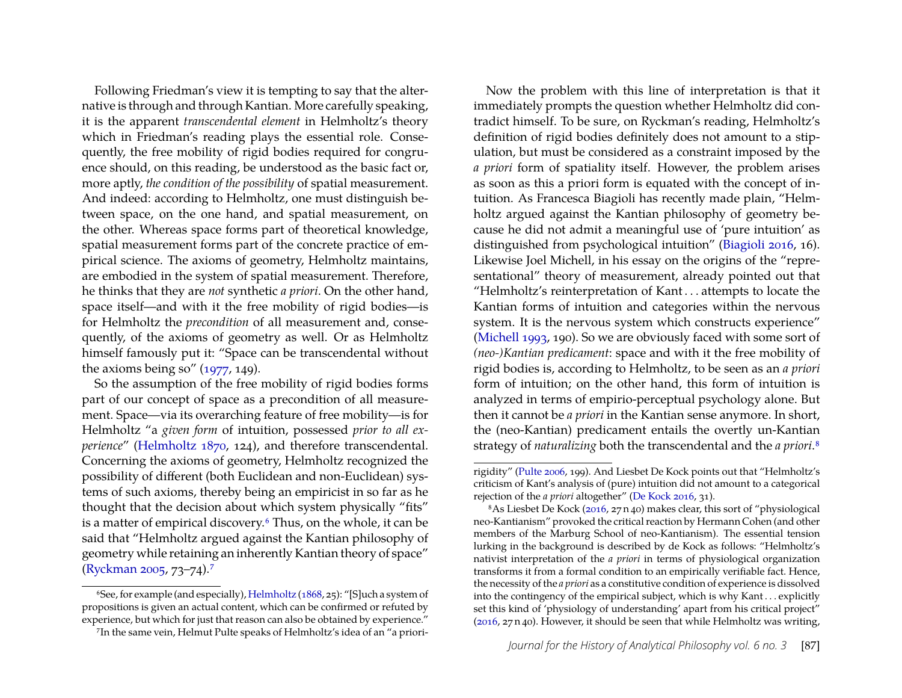Following Friedman's view it is tempting to say that the alternative is through and through Kantian. More carefully speaking, it is the apparent *transcendental element* in Helmholtz's theory which in Friedman's reading plays the essential role. Consequently, the free mobility of rigid bodies required for congruence should, on this reading, be understood as the basic fact or, more aptly, *the condition of the possibility* of spatial measurement. And indeed: according to Helmholtz, one must distinguish between space, on the one hand, and spatial measurement, on the other. Whereas space forms part of theoretical knowledge, spatial measurement forms part of the concrete practice of empirical science. The axioms of geometry, Helmholtz maintains, are embodied in the system of spatial measurement. Therefore, he thinks that they are *not* synthetic *a priori*. On the other hand, space itself—and with it the free mobility of rigid bodies—is for Helmholtz the *precondition* of all measurement and, consequently, of the axioms of geometry as well. Or as Helmholtz himself famously put it: "Space can be transcendental without the axioms being so" (1977, 149).

So the assumption of the free mobility of rigid bodies forms part of our concept of space as a precondition of all measurement. Space—via its overarching feature of free mobility—is for Helmholtz "a *given form* of intuition, possessed *prior to all experience*" (Helmholtz 1870, 124), and therefore transcendental. Concerning the axioms of geometry, Helmholtz recognized the possibility of different (both Euclidean and non-Euclidean) systems of such axioms, thereby being an empiricist in so far as he thought that the decision about which system physically "fits" is a matter of empirical discovery.[6] Thus, on the whole, it can be said that "Helmholtz argued against the Kantian philosophy of geometry while retaining an inherently Kantian theory of space" (Ryckman 2005, 73–74).[7]

Now the problem with this line of interpretation is that it immediately prompts the question whether Helmholtz did contradict himself. To be sure, on Ryckman's reading, Helmholtz's definition of rigid bodies definitely does not amount to a stipulation, but must be considered as a constraint imposed by the *a priori* form of spatiality itself. However, the problem arises as soon as this a priori form is equated with the concept of intuition. As Francesca Biagioli has recently made plain, "Helmholtz argued against the Kantian philosophy of geometry because he did not admit a meaningful use of 'pure intuition' as distinguished from psychological intuition" (Biagioli 2016, 16). Likewise Joel Michell, in his essay on the origins of the "representational" theory of measurement, already pointed out that "Helmholtz's reinterpretation of Kant . . . attempts to locate the Kantian forms of intuition and categories within the nervous system. It is the nervous system which constructs experience" (Michell 1993, 190). So we are obviously faced with some sort of *(neo-)Kantian predicament*: space and with it the free mobility of rigid bodies is, according to Helmholtz, to be seen as an *a priori* form of intuition; on the other hand, this form of intuition is analyzed in terms of empirio-perceptual psychology alone. But then it cannot be *a priori* in the Kantian sense anymore. In short, the (neo-Kantian) predicament entails the overtly un-Kantian strategy of *naturalizing* both the transcendental and the *a priori*.[8]

---

[6] See, for example (and especially), Helmholtz (1868, 25): "[S]uch a system of propositions is given an actual content, which can be confirmed or refuted by experience, but which for just that reason can also be obtained by experience."

[7] In the same vein, Helmut Pulte speaks of Helmholtz's idea of an "a priori-rigidity" (Pulte 2006, 199). And Liesbet De Kock points out that "Helmholtz's criticism of Kant's analysis of (pure) intuition did not amount to a categorical rejection of the *a priori* altogether" (De Kock 2016, 31).

[8] As Liesbet De Kock (2016, 27 n 40) makes clear, this sort of "physiological neo-Kantianism" provoked the critical reaction by Hermann Cohen (and other members of the Marburg School of neo-Kantianism). The essential tension lurking in the background is described by de Kock as follows: "Helmholtz's nativist interpretation of the *a priori* in terms of physiological organization transforms it from a formal condition to an empirically verifiable fact. Hence, the necessity of the *a priori* as a constitutive condition of experience is dissolved into the contingency of the empirical subject, which is why Kant . . . explicitly set this kind of 'physiology of understanding' apart from his critical project" (2016, 27 n 40). However, it should be seen that while Helmholtz was writing,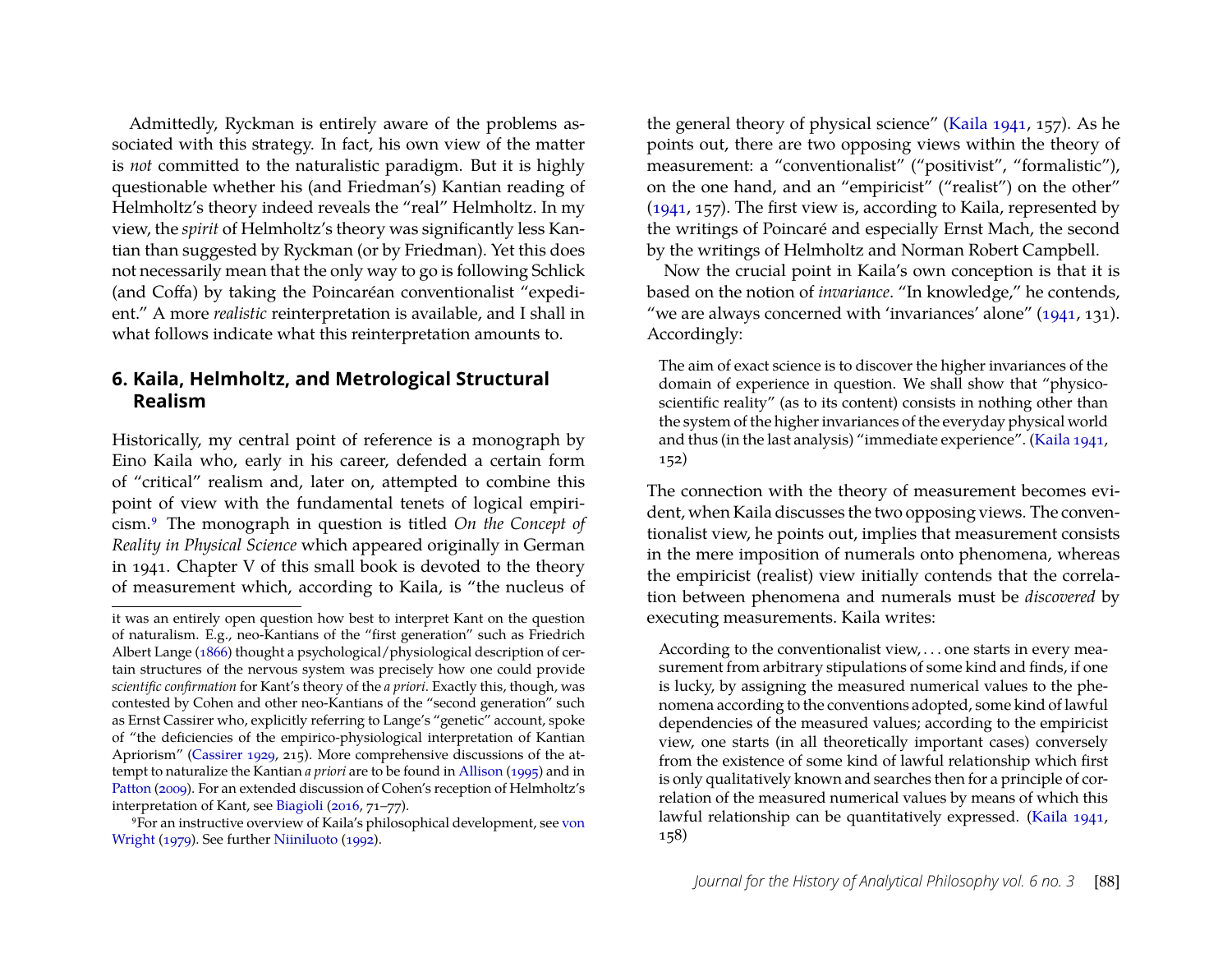Admittedly, Ryckman is entirely aware of the problems associated with this strategy. In fact, his own view of the matter is *not* committed to the naturalistic paradigm. But it is highly questionable whether his (and Friedman's) Kantian reading of Helmholtz's theory indeed reveals the "real" Helmholtz. In my view, the *spirit* of Helmholtz's theory was significantly less Kantian than suggested by Ryckman (or by Friedman). Yet this does not necessarily mean that the only way to go is following Schlick (and Coffa) by taking the Poincaréan conventionalist "expedient." A more *realistic* reinterpretation is available, and I shall in what follows indicate what this reinterpretation amounts to.

## 6. Kaila, Helmholtz, and Metrological Structural Realism

Historically, my central point of reference is a monograph by Eino Kaila who, early in his career, defended a certain form of "critical" realism and, later on, attempted to combine this point of view with the fundamental tenets of logical empiricism.[9] The monograph in question is titled *On the Concept of Reality in Physical Science* which appeared originally in German in 1941. Chapter V of this small book is devoted to the theory of measurement which, according to Kaila, is "the nucleus of the general theory of physical science" (Kaila 1941, 157). As he points out, there are two opposing views within the theory of measurement: a "conventionalist" ("positivist", "formalistic"), on the one hand, and an "empiricist" ("realist") on the other" (1941, 157). The first view is, according to Kaila, represented by the writings of Poincaré and especially Ernst Mach, the second by the writings of Helmholtz and Norman Robert Campbell.

Now the crucial point in Kaila's own conception is that it is based on the notion of *invariance*. "In knowledge," he contends, "we are always concerned with 'invariances' alone" (1941, 131). Accordingly:

> The aim of exact science is to discover the higher invariances of the domain of experience in question. We shall show that "physico-scientific reality" (as to its content) consists in nothing other than the system of the higher invariances of the everyday physical world and thus (in the last analysis) "immediate experience". (Kaila 1941, 152)

The connection with the theory of measurement becomes evident, when Kaila discusses the two opposing views. The conventionalist view, he points out, implies that measurement consists in the mere imposition of numerals onto phenomena, whereas the empiricist (realist) view initially contends that the correlation between phenomena and numerals must be *discovered* by executing measurements. Kaila writes:

> According to the conventionalist view, . . . one starts in every measurement from arbitrary stipulations of some kind and finds, if one is lucky, by assigning the measured numerical values to the phenomena according to the conventions adopted, some kind of lawful dependencies of the measured values; according to the empiricist view, one starts (in all theoretically important cases) conversely from the existence of some kind of lawful relationship which first is only qualitatively known and searches then for a principle of correlation of the measured numerical values by means of which this lawful relationship can be quantitatively expressed. (Kaila 1941, 158)

---

it was an entirely open question how best to interpret Kant on the question of naturalism. E.g., neo-Kantians of the "first generation" such as Friedrich Albert Lange (1866) thought a psychological/physiological description of certain structures of the nervous system was precisely how one could provide *scientific confirmation* for Kant's theory of the *a priori*. Exactly this, though, was contested by Cohen and other neo-Kantians of the "second generation" such as Ernst Cassirer who, explicitly referring to Lange's "genetic" account, spoke of "the deficiencies of the empirico-physiological interpretation of Kantian Apriorism" (Cassirer 1929, 215). More comprehensive discussions of the attempt to naturalize the Kantian *a priori* are to be found in Allison (1995) and in Patton (2009). For an extended discussion of Cohen's reception of Helmholtz's interpretation of Kant, see Biagioli (2016, 71–77).

[9] For an instructive overview of Kaila's philosophical development, see von Wright (1979). See further Niiniluoto (1992).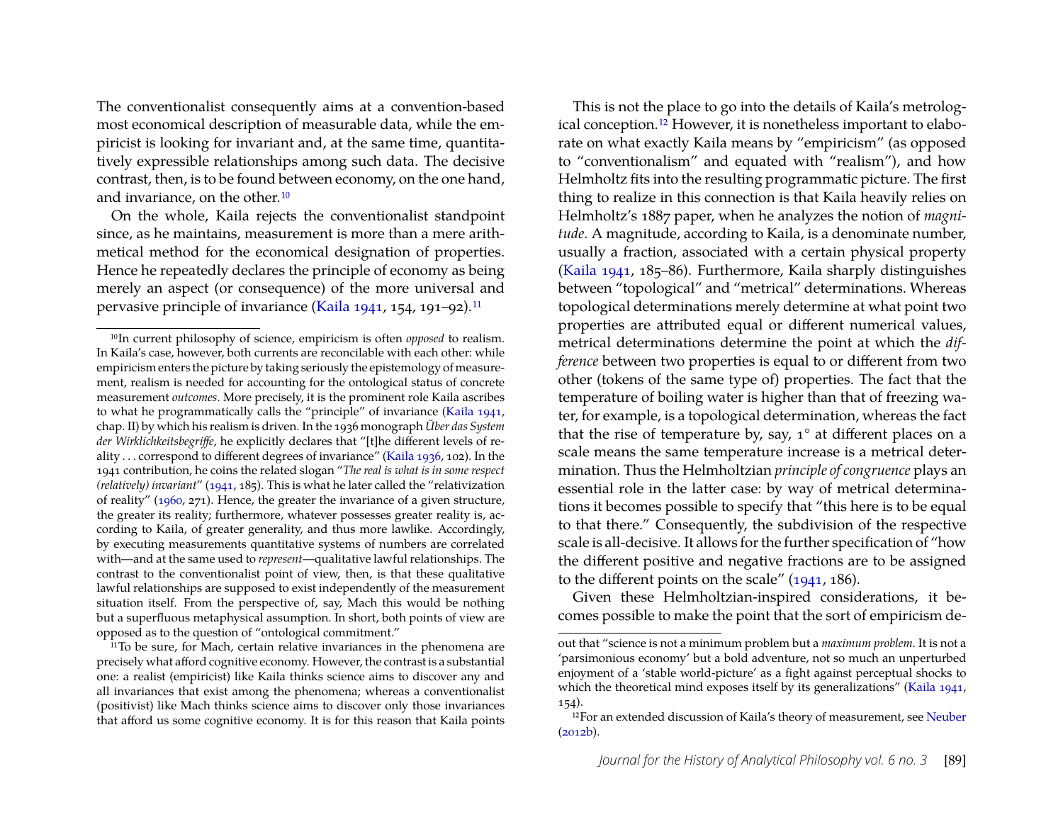The conventionalist consequently aims at a convention-based most economical description of measurable data, while the empiricist is looking for invariant and, at the same time, quantitatively expressible relationships among such data. The decisive contrast, then, is to be found between economy, on the one hand, and invariance, on the other.[10]

On the whole, Kaila rejects the conventionalist standpoint since, as he maintains, measurement is more than a mere arithmetical method for the economical designation of properties. Hence he repeatedly declares the principle of economy as being merely an aspect (or consequence) of the more universal and pervasive principle of invariance (Kaila 1941, 154, 191–92).[11]

This is not the place to go into the details of Kaila's metrological conception.[12] However, it is nonetheless important to elaborate on what exactly Kaila means by "empiricism" (as opposed to "conventionalism" and equated with "realism"), and how Helmholtz fits into the resulting programmatic picture. The first thing to realize in this connection is that Kaila heavily relies on Helmholtz's 1887 paper, when he analyzes the notion of *magnitude*. A magnitude, according to Kaila, is a denominate number, usually a fraction, associated with a certain physical property (Kaila 1941, 185–86). Furthermore, Kaila sharply distinguishes between "topological" and "metrical" determinations. Whereas topological determinations merely determine at what point two properties are attributed equal or different numerical values, metrical determinations determine the point at which the *difference* between two properties is equal to or different from two other (tokens of the same type of) properties. The fact that the temperature of boiling water is higher than that of freezing water, for example, is a topological determination, whereas the fact that the rise of temperature by, say, 1° at different places on a scale means the same temperature increase is a metrical determination. Thus the Helmholtzian *principle of congruence* plays an essential role in the latter case: by way of metrical determinations it becomes possible to specify that "this here is to be equal to that there." Consequently, the subdivision of the respective scale is all-decisive. It allows for the further specification of "how the different positive and negative fractions are to be assigned to the different points on the scale" (1941, 186).

Given these Helmholtzian-inspired considerations, it becomes possible to make the point that the sort of empiricism de-

---

[10] In current philosophy of science, empiricism is often *opposed* to realism. In Kaila's case, however, both currents are reconcilable with each other: while empiricism enters the picture by taking seriously the epistemology of measurement, realism is needed for accounting for the ontological status of concrete measurement *outcomes*. More precisely, it is the prominent role Kaila ascribes to what he programmatically calls the "principle" of invariance (Kaila 1941, chap. II) by which his realism is driven. In the 1936 monograph *Über das System der Wirklichkeitsbegriffe*, he explicitly declares that "[t]he different levels of reality . . . correspond to different degrees of invariance" (Kaila 1936, 102). In the 1941 contribution, he coins the related slogan "*The real is what is in some respect (relatively) invariant*" (1941, 185). This is what he later called the "relativization of reality" (1960, 271). Hence, the greater the invariance of a given structure, the greater its reality; furthermore, whatever possesses greater reality is, according to Kaila, of greater generality, and thus more lawlike. Accordingly, by executing measurements quantitative systems of numbers are correlated with—and at the same used to *represent*—qualitative lawful relationships. The contrast to the conventionalist point of view, then, is that these qualitative lawful relationships are supposed to exist independently of the measurement situation itself. From the perspective of, say, Mach this would be nothing but a superfluous metaphysical assumption. In short, both points of view are opposed as to the question of "ontological commitment."

[11] To be sure, for Mach, certain relative invariances in the phenomena are precisely what afford cognitive economy. However, the contrast is a substantial one: a realist (empiricist) like Kaila thinks science aims to discover any and all invariances that exist among the phenomena; whereas a conventionalist (positivist) like Mach thinks science aims to discover only those invariances that afford us some cognitive economy. It is for this reason that Kaila points out that "science is not a minimum problem but a *maximum problem*. It is not a 'parsimonious economy' but a bold adventure, not so much an unperturbed enjoyment of a 'stable world-picture' as a fight against perceptual shocks to which the theoretical mind exposes itself by its generalizations" (Kaila 1941, 154).

[12] For an extended discussion of Kaila's theory of measurement, see Neuber (2012b).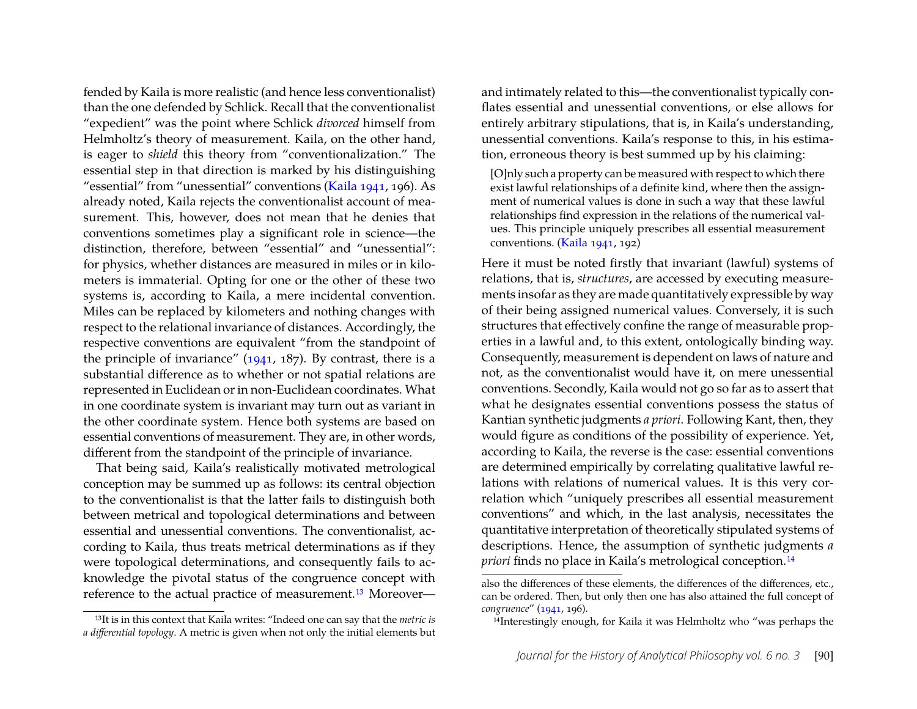fended by Kaila is more realistic (and hence less conventionalist) than the one defended by Schlick. Recall that the conventionalist "expedient" was the point where Schlick *divorced* himself from Helmholtz's theory of measurement. Kaila, on the other hand, is eager to *shield* this theory from "conventionalization." The essential step in that direction is marked by his distinguishing "essential" from "unessential" conventions (Kaila 1941, 196). As already noted, Kaila rejects the conventionalist account of measurement. This, however, does not mean that he denies that conventions sometimes play a significant role in science—the distinction, therefore, between "essential" and "unessential": for physics, whether distances are measured in miles or in kilometers is immaterial. Opting for one or the other of these two systems is, according to Kaila, a mere incidental convention. Miles can be replaced by kilometers and nothing changes with respect to the relational invariance of distances. Accordingly, the respective conventions are equivalent "from the standpoint of the principle of invariance" (1941, 187). By contrast, there is a substantial difference as to whether or not spatial relations are represented in Euclidean or in non-Euclidean coordinates. What in one coordinate system is invariant may turn out as variant in the other coordinate system. Hence both systems are based on essential conventions of measurement. They are, in other words, different from the standpoint of the principle of invariance.

That being said, Kaila's realistically motivated metrological conception may be summed up as follows: its central objection to the conventionalist is that the latter fails to distinguish both between metrical and topological determinations and between essential and unessential conventions. The conventionalist, according to Kaila, thus treats metrical determinations as if they were topological determinations, and consequently fails to acknowledge the pivotal status of the congruence concept with reference to the actual practice of measurement.[13] Moreover—and intimately related to this—the conventionalist typically conflates essential and unessential conventions, or else allows for entirely arbitrary stipulations, that is, in Kaila's understanding, unessential conventions. Kaila's response to this, in his estimation, erroneous theory is best summed up by his claiming:

> [O]nly such a property can be measured with respect to which there exist lawful relationships of a definite kind, where then the assignment of numerical values is done in such a way that these lawful relationships find expression in the relations of the numerical values. This principle uniquely prescribes all essential measurement conventions. (Kaila 1941, 192)

Here it must be noted firstly that invariant (lawful) systems of relations, that is, *structures*, are accessed by executing measurements insofar as they are made quantitatively expressible by way of their being assigned numerical values. Conversely, it is such structures that effectively confine the range of measurable properties in a lawful and, to this extent, ontologically binding way. Consequently, measurement is dependent on laws of nature and not, as the conventionalist would have it, on mere unessential conventions. Secondly, Kaila would not go so far as to assert that what he designates essential conventions possess the status of Kantian synthetic judgments *a priori*. Following Kant, then, they would figure as conditions of the possibility of experience. Yet, according to Kaila, the reverse is the case: essential conventions are determined empirically by correlating qualitative lawful relations with relations of numerical values. It is this very correlation which "uniquely prescribes all essential measurement conventions" and which, in the last analysis, necessitates the quantitative interpretation of theoretically stipulated systems of descriptions. Hence, the assumption of synthetic judgments *a priori* finds no place in Kaila's metrological conception.[14]

---

[13] It is in this context that Kaila writes: "Indeed one can say that the *metric is a differential topology*. A metric is given when not only the initial elements but also the differences of these elements, the differences of the differences, etc., can be ordered. Then, but only then one has also attained the full concept of *congruence*" (1941, 196).

[14] Interestingly enough, for Kaila it was Helmholtz who "was perhaps the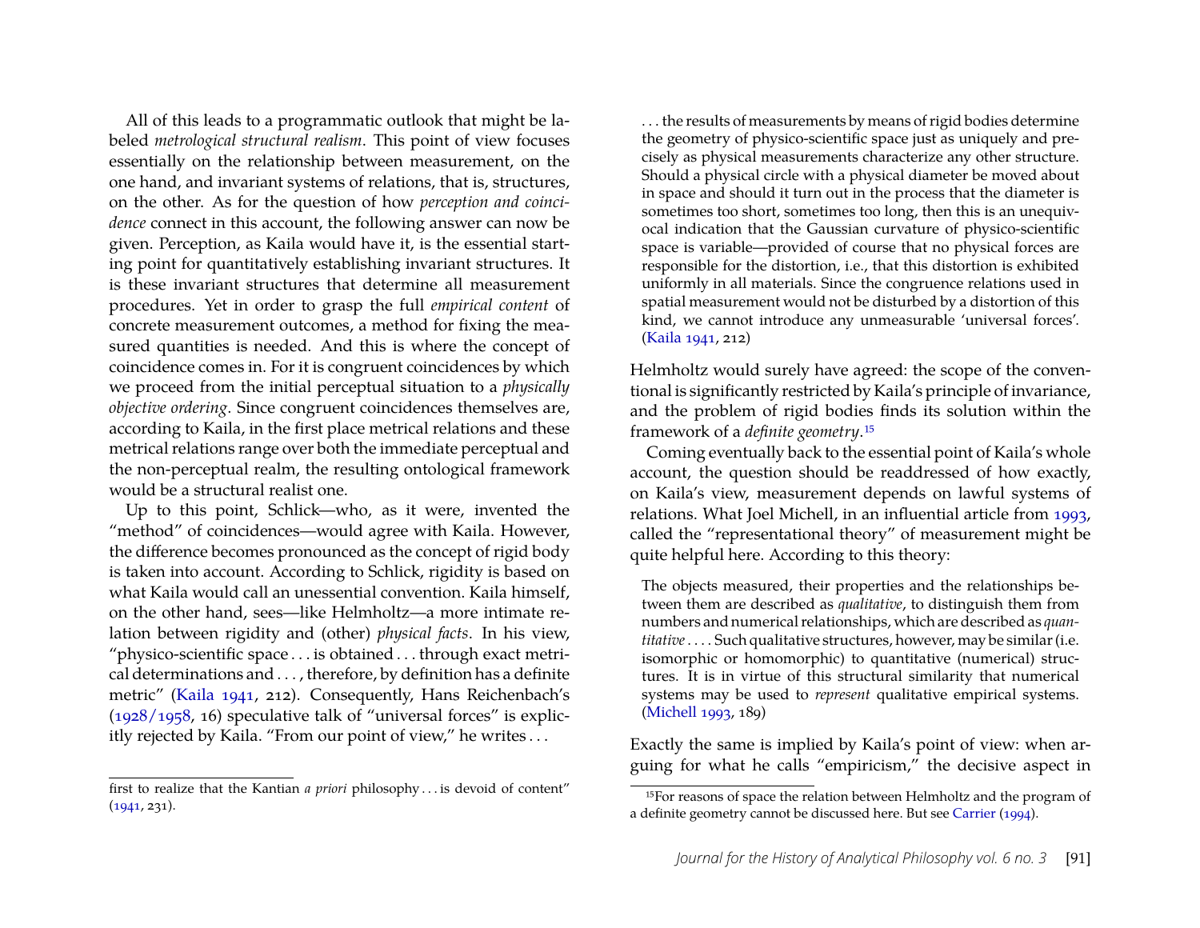All of this leads to a programmatic outlook that might be labeled *metrological structural realism*. This point of view focuses essentially on the relationship between measurement, on the one hand, and invariant systems of relations, that is, structures, on the other. As for the question of how *perception and coincidence* connect in this account, the following answer can now be given. Perception, as Kaila would have it, is the essential starting point for quantitatively establishing invariant structures. It is these invariant structures that determine all measurement procedures. Yet in order to grasp the full *empirical content* of concrete measurement outcomes, a method for fixing the measured quantities is needed. And this is where the concept of coincidence comes in. For it is congruent coincidences by which we proceed from the initial perceptual situation to a *physically objective ordering*. Since congruent coincidences themselves are, according to Kaila, in the first place metrical relations and these metrical relations range over both the immediate perceptual and the non-perceptual realm, the resulting ontological framework would be a structural realist one.

Up to this point, Schlick—who, as it were, invented the "method" of coincidences—would agree with Kaila. However, the difference becomes pronounced as the concept of rigid body is taken into account. According to Schlick, rigidity is based on what Kaila would call an unessential convention. Kaila himself, on the other hand, sees—like Helmholtz—a more intimate relation between rigidity and (other) *physical facts*. In his view, "physico-scientific space . . . is obtained . . . through exact metrical determinations and . . . , therefore, by definition has a definite metric" (Kaila 1941, 212). Consequently, Hans Reichenbach's (1928/1958, 16) speculative talk of "universal forces" is explicitly rejected by Kaila. "From our point of view," he writes . . .

> . . . the results of measurements by means of rigid bodies determine the geometry of physico-scientific space just as uniquely and precisely as physical measurements characterize any other structure. Should a physical circle with a physical diameter be moved about in space and should it turn out in the process that the diameter is sometimes too short, sometimes too long, then this is an unequivocal indication that the Gaussian curvature of physico-scientific space is variable—provided of course that no physical forces are responsible for the distortion, i.e., that this distortion is exhibited uniformly in all materials. Since the congruence relations used in spatial measurement would not be disturbed by a distortion of this kind, we cannot introduce any unmeasurable 'universal forces'. (Kaila 1941, 212)

Helmholtz would surely have agreed: the scope of the conventional is significantly restricted by Kaila's principle of invariance, and the problem of rigid bodies finds its solution within the framework of a *definite geometry*.[15]

Coming eventually back to the essential point of Kaila's whole account, the question should be readdressed of how exactly, on Kaila's view, measurement depends on lawful systems of relations. What Joel Michell, in an influential article from 1993, called the "representational theory" of measurement might be quite helpful here. According to this theory:

> The objects measured, their properties and the relationships between them are described as *qualitative*, to distinguish them from numbers and numerical relationships, which are described as *quantitative* . . . . Such qualitative structures, however, may be similar (i.e. isomorphic or homomorphic) to quantitative (numerical) structures. It is in virtue of this structural similarity that numerical systems may be used to *represent* qualitative empirical systems. (Michell 1993, 189)

Exactly the same is implied by Kaila's point of view: when arguing for what he calls "empiricism," the decisive aspect in

---

first to realize that the Kantian *a priori* philosophy . . . is devoid of content" (1941, 231).

[15] For reasons of space the relation between Helmholtz and the program of a definite geometry cannot be discussed here. But see Carrier (1994).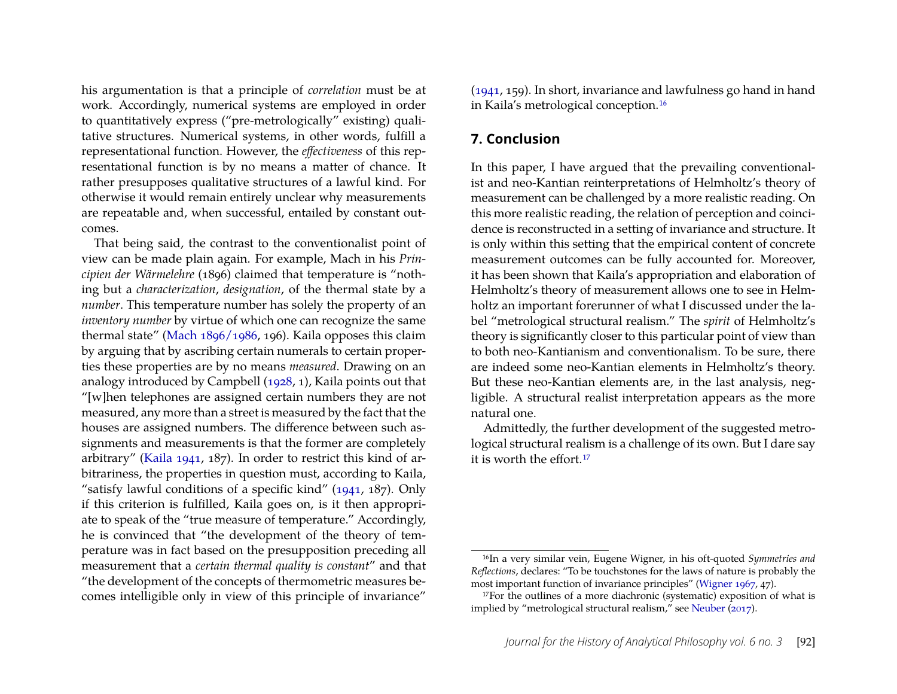his argumentation is that a principle of *correlation* must be at work. Accordingly, numerical systems are employed in order to quantitatively express ("pre-metrologically" existing) qualitative structures. Numerical systems, in other words, fulfill a representational function. However, the *effectiveness* of this representational function is by no means a matter of chance. It rather presupposes qualitative structures of a lawful kind. For otherwise it would remain entirely unclear why measurements are repeatable and, when successful, entailed by constant outcomes.

That being said, the contrast to the conventionalist point of view can be made plain again. For example, Mach in his *Principien der Wärmelehre* (1896) claimed that temperature is "nothing but a *characterization*, *designation*, of the thermal state by a *number*. This temperature number has solely the property of an *inventory number* by virtue of which one can recognize the same thermal state" (Mach 1896/1986, 196). Kaila opposes this claim by arguing that by ascribing certain numerals to certain properties these properties are by no means *measured*. Drawing on an analogy introduced by Campbell (1928, 1), Kaila points out that "[w]hen telephones are assigned certain numbers they are not measured, any more than a street is measured by the fact that the houses are assigned numbers. The difference between such assignments and measurements is that the former are completely arbitrary" (Kaila 1941, 187). In order to restrict this kind of arbitrariness, the properties in question must, according to Kaila, "satisfy lawful conditions of a specific kind" (1941, 187). Only if this criterion is fulfilled, Kaila goes on, is it then appropriate to speak of the "true measure of temperature." Accordingly, he is convinced that "the development of the theory of temperature was in fact based on the presupposition preceding all measurement that a *certain thermal quality is constant*" and that "the development of the concepts of thermometric measures becomes intelligible only in view of this principle of invariance" (1941, 159). In short, invariance and lawfulness go hand in hand in Kaila's metrological conception.[16]

## 7. Conclusion

In this paper, I have argued that the prevailing conventionalist and neo-Kantian reinterpretations of Helmholtz's theory of measurement can be challenged by a more realistic reading. On this more realistic reading, the relation of perception and coincidence is reconstructed in a setting of invariance and structure. It is only within this setting that the empirical content of concrete measurement outcomes can be fully accounted for. Moreover, it has been shown that Kaila's appropriation and elaboration of Helmholtz's theory of measurement allows one to see in Helmholtz an important forerunner of what I discussed under the label "metrological structural realism." The *spirit* of Helmholtz's theory is significantly closer to this particular point of view than to both neo-Kantianism and conventionalism. To be sure, there are indeed some neo-Kantian elements in Helmholtz's theory. But these neo-Kantian elements are, in the last analysis, negligible. A structural realist interpretation appears as the more natural one.

Admittedly, the further development of the suggested metrological structural realism is a challenge of its own. But I dare say it is worth the effort.[17]

[16] In a very similar vein, Eugene Wigner, in his oft-quoted *Symmetries and Reflections*, declares: "To be touchstones for the laws of nature is probably the most important function of invariance principles" (Wigner 1967, 47).

[17] For the outlines of a more diachronic (systematic) exposition of what is implied by "metrological structural realism," see Neuber (2017).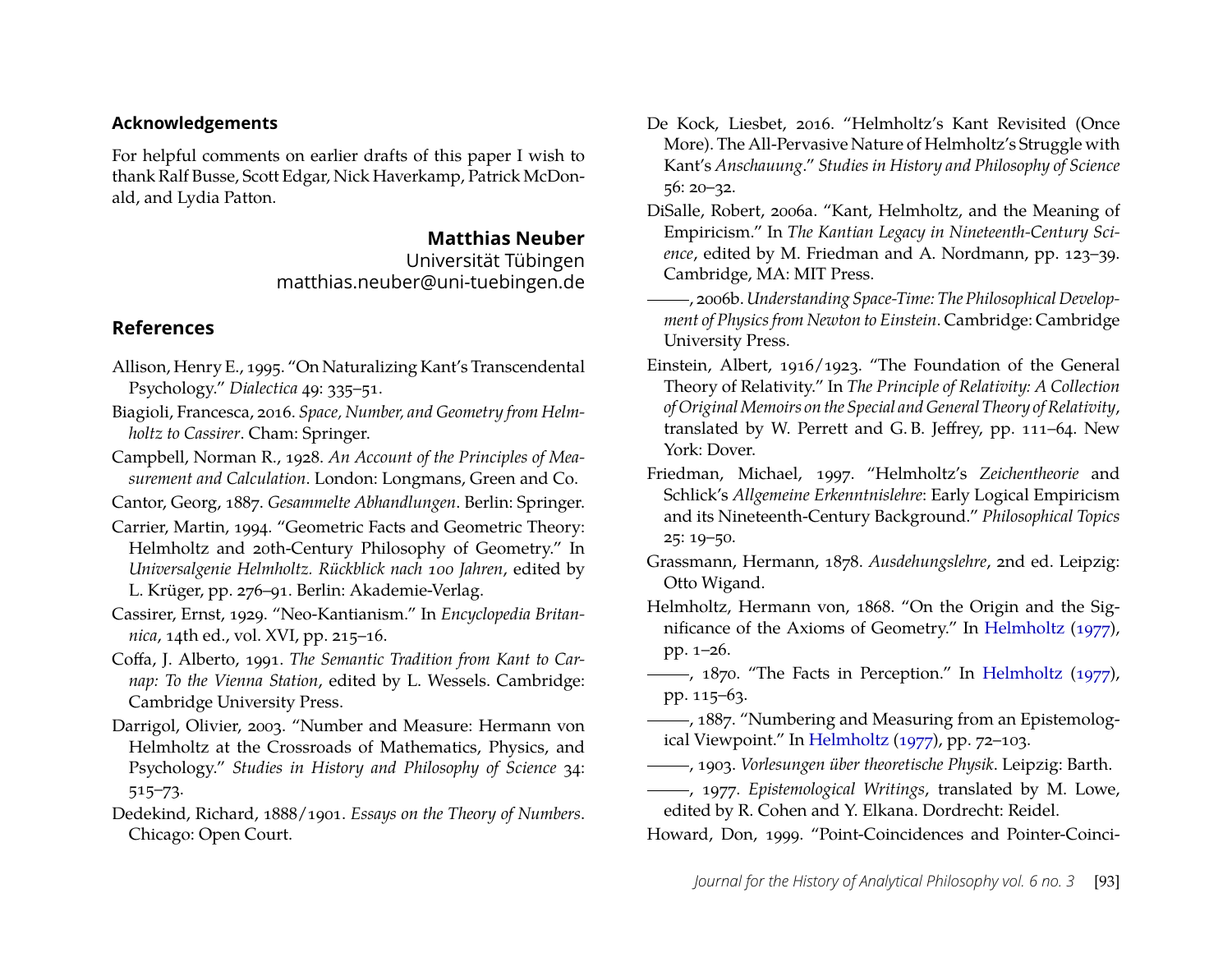## Acknowledgements

For helpful comments on earlier drafts of this paper I wish to thank Ralf Busse, Scott Edgar, Nick Haverkamp, Patrick McDonald, and Lydia Patton.

**Matthias Neuber**
Universität Tübingen
matthias.neuber@uni-tuebingen.de

## References

Allison, Henry E., 1995. "On Naturalizing Kant's Transcendental Psychology." *Dialectica* 49: 335–51.

Biagioli, Francesca, 2016. *Space, Number, and Geometry from Helmholtz to Cassirer*. Cham: Springer.

Campbell, Norman R., 1928. *An Account of the Principles of Measurement and Calculation*. London: Longmans, Green and Co.

Cantor, Georg, 1887. *Gesammelte Abhandlungen*. Berlin: Springer.

Carrier, Martin, 1994. "Geometric Facts and Geometric Theory: Helmholtz and 20th-Century Philosophy of Geometry." In *Universalgenie Helmholtz. Rückblick nach 100 Jahren*, edited by L. Krüger, pp. 276–91. Berlin: Akademie-Verlag.

Cassirer, Ernst, 1929. "Neo-Kantianism." In *Encyclopedia Britannica*, 14th ed., vol. XVI, pp. 215–16.

Coffa, J. Alberto, 1991. *The Semantic Tradition from Kant to Carnap: To the Vienna Station*, edited by L. Wessels. Cambridge: Cambridge University Press.

Darrigol, Olivier, 2003. "Number and Measure: Hermann von Helmholtz at the Crossroads of Mathematics, Physics, and Psychology." *Studies in History and Philosophy of Science* 34: 515–73.

Dedekind, Richard, 1888/1901. *Essays on the Theory of Numbers*. Chicago: Open Court.

De Kock, Liesbet, 2016. "Helmholtz's Kant Revisited (Once More). The All-Pervasive Nature of Helmholtz's Struggle with Kant's *Anschauung*." *Studies in History and Philosophy of Science* 56: 20–32.

DiSalle, Robert, 2006a. "Kant, Helmholtz, and the Meaning of Empiricism." In *The Kantian Legacy in Nineteenth-Century Science*, edited by M. Friedman and A. Nordmann, pp. 123–39. Cambridge, MA: MIT Press.

———, 2006b. *Understanding Space-Time: The Philosophical Development of Physics from Newton to Einstein*. Cambridge: Cambridge University Press.

Einstein, Albert, 1916/1923. "The Foundation of the General Theory of Relativity." In *The Principle of Relativity: A Collection of Original Memoirs on the Special and General Theory of Relativity*, translated by W. Perrett and G. B. Jeffrey, pp. 111–64. New York: Dover.

Friedman, Michael, 1997. "Helmholtz's *Zeichentheorie* and Schlick's *Allgemeine Erkenntnislehre*: Early Logical Empiricism and its Nineteenth-Century Background." *Philosophical Topics* 25: 19–50.

Grassmann, Hermann, 1878. *Ausdehungslehre*, 2nd ed. Leipzig: Otto Wigand.

Helmholtz, Hermann von, 1868. "On the Origin and the Significance of the Axioms of Geometry." In Helmholtz (1977), pp. 1–26.

———, 1870. "The Facts in Perception." In Helmholtz (1977), pp. 115–63.

———, 1887. "Numbering and Measuring from an Epistemological Viewpoint." In Helmholtz (1977), pp. 72–103.

———, 1903. *Vorlesungen über theoretische Physik*. Leipzig: Barth.

———, 1977. *Epistemological Writings*, translated by M. Lowe, edited by R. Cohen and Y. Elkana. Dordrecht: Reidel.

Howard, Don, 1999. "Point-Coincidences and Pointer-Coinci-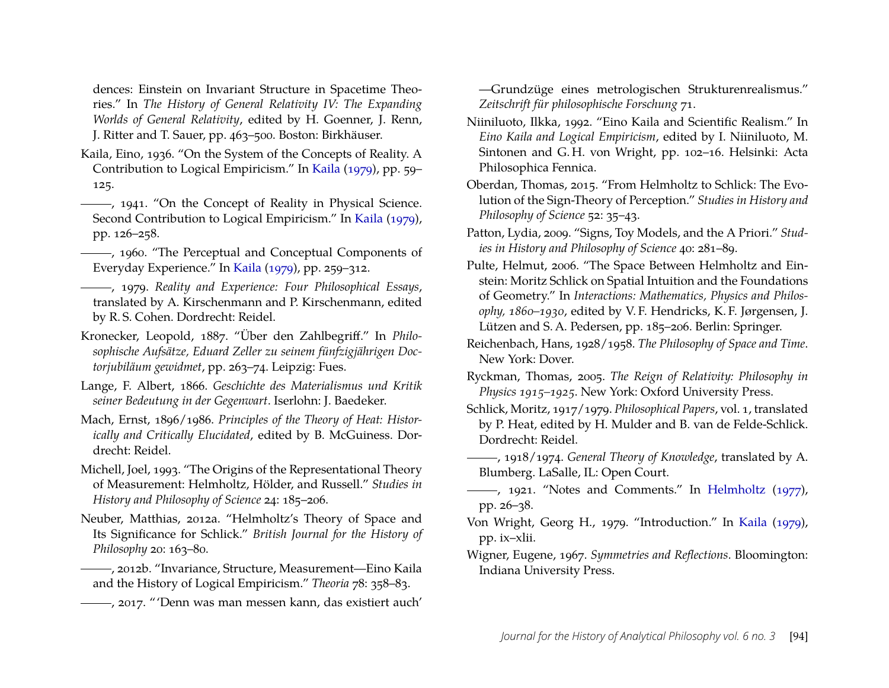dences: Einstein on Invariant Structure in Spacetime Theories." In *The History of General Relativity IV: The Expanding Worlds of General Relativity*, edited by H. Goenner, J. Renn, J. Ritter and T. Sauer, pp. 463–500. Boston: Birkhäuser.

Kaila, Eino, 1936. "On the System of the Concepts of Reality. A Contribution to Logical Empiricism." In Kaila (1979), pp. 59–125.

———, 1941. "On the Concept of Reality in Physical Science. Second Contribution to Logical Empiricism." In Kaila (1979), pp. 126–258.

———, 1960. "The Perceptual and Conceptual Components of Everyday Experience." In Kaila (1979), pp. 259–312.

———, 1979. *Reality and Experience: Four Philosophical Essays*, translated by A. Kirschenmann and P. Kirschenmann, edited by R. S. Cohen. Dordrecht: Reidel.

Kronecker, Leopold, 1887. "Über den Zahlbegriff." In *Philosophische Aufsätze, Eduard Zeller zu seinem fünfzigjährigen Doctorjubiläum gewidmet*, pp. 263–74. Leipzig: Fues.

Lange, F. Albert, 1866. *Geschichte des Materialismus und Kritik seiner Bedeutung in der Gegenwart*. Iserlohn: J. Baedeker.

Mach, Ernst, 1896/1986. *Principles of the Theory of Heat: Historically and Critically Elucidated*, edited by B. McGuiness. Dordrecht: Reidel.

Michell, Joel, 1993. "The Origins of the Representational Theory of Measurement: Helmholtz, Hölder, and Russell." *Studies in History and Philosophy of Science* 24: 185–206.

Neuber, Matthias, 2012a. "Helmholtz's Theory of Space and Its Significance for Schlick." *British Journal for the History of Philosophy* 20: 163–80.

———, 2012b. "Invariance, Structure, Measurement—Eino Kaila and the History of Logical Empiricism." *Theoria* 78: 358–83.

———, 2017. "'Denn was man messen kann, das existiert auch'—Grundzüge eines metrologischen Strukturenrealismus." *Zeitschrift für philosophische Forschung* 71.

Niiniluoto, Ilkka, 1992. "Eino Kaila and Scientific Realism." In *Eino Kaila and Logical Empiricism*, edited by I. Niiniluoto, M. Sintonen and G. H. von Wright, pp. 102–16. Helsinki: Acta Philosophica Fennica.

Oberdan, Thomas, 2015. "From Helmholtz to Schlick: The Evolution of the Sign-Theory of Perception." *Studies in History and Philosophy of Science* 52: 35–43.

Patton, Lydia, 2009. "Signs, Toy Models, and the A Priori." *Studies in History and Philosophy of Science* 40: 281–89.

Pulte, Helmut, 2006. "The Space Between Helmholtz and Einstein: Moritz Schlick on Spatial Intuition and the Foundations of Geometry." In *Interactions: Mathematics, Physics and Philosophy, 1860–1930*, edited by V. F. Hendricks, K. F. Jørgensen, J. Lützen and S. A. Pedersen, pp. 185–206. Berlin: Springer.

Reichenbach, Hans, 1928/1958. *The Philosophy of Space and Time*. New York: Dover.

Ryckman, Thomas, 2005. *The Reign of Relativity: Philosophy in Physics 1915–1925*. New York: Oxford University Press.

Schlick, Moritz, 1917/1979. *Philosophical Papers*, vol. 1, translated by P. Heat, edited by H. Mulder and B. van de Felde-Schlick. Dordrecht: Reidel.

———, 1918/1974. *General Theory of Knowledge*, translated by A. Blumberg. LaSalle, IL: Open Court.

———, 1921. "Notes and Comments." In Helmholtz (1977), pp. 26–38.

Von Wright, Georg H., 1979. "Introduction." In Kaila (1979), pp. ix–xlii.

Wigner, Eugene, 1967. *Symmetries and Reflections*. Bloomington: Indiana University Press.